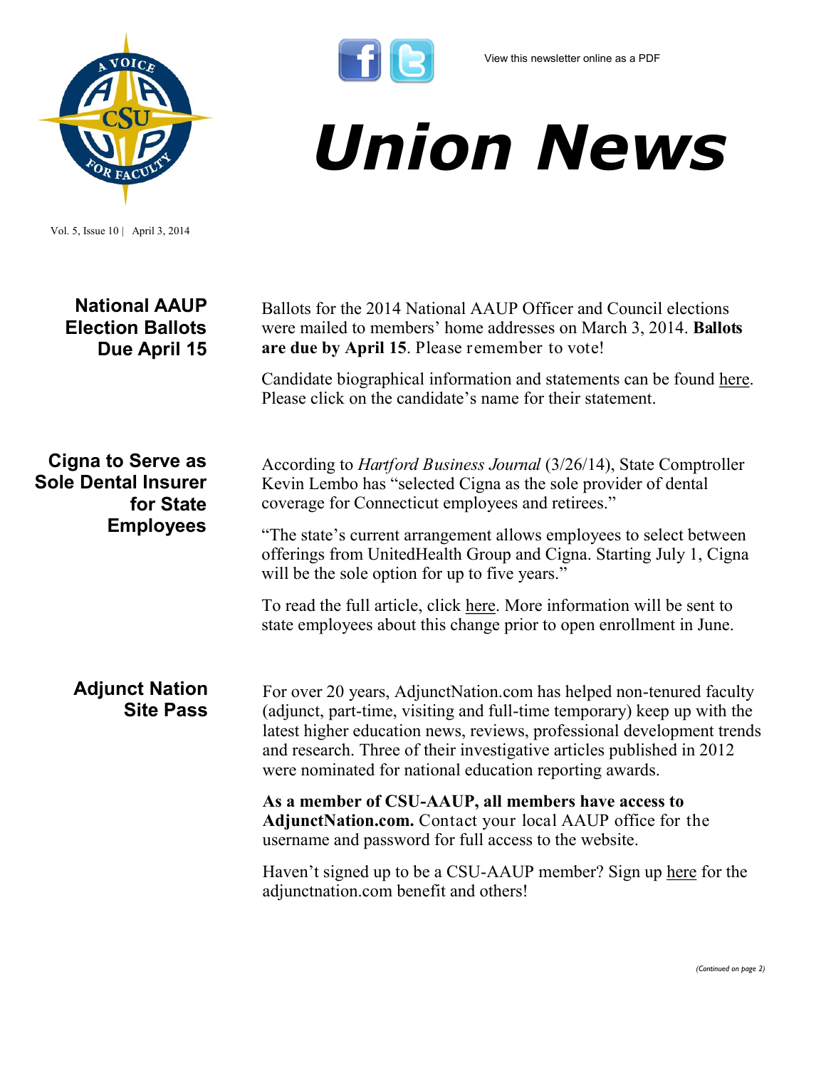View this newsletter online as a PDF

# Union News

Vol. 5, Issue 10 | April 3, 2014

## National AAUP Election Ballots Due April 15

Ballots for the 2014 National AAUP Officer and Council elections were mailed to members' home addresses on March 3, 2014. **Ballots are due by April 15**. Please remember to vote!

Candidate biographical information and statements can be found here. Please click on the candidate's name for their statement.

## Cigna to Serve as Sole Dental Insurer for State Employees

According to *Hartford Business Journal* (3/26/14), State Comptroller Kevin Lembo has "selected Cigna as the sole provider of dental coverage for Connecticut employees and retirees."

"The state's current arrangement allows employees to select between offerings from UnitedHealth Group and Cigna. Starting July 1, Cigna will be the sole option for up to five years."

To read the full article, click here. More information will be sent to state employees about this change prior to open enrollment in June.

## Adjunct Nation Site Pass

For over 20 years, AdjunctNation.com has helped non-tenured faculty (adjunct, part-time, visiting and full-time temporary) keep up with the latest higher education news, reviews, professional development trends and research. Three of their investigative articles published in 2012 were nominated for national education reporting awards.

**As a member of CSU-AAUP, all members have access to AdjunctNation.com.** Contact your local AAUP office for the username and password for full access to the website.

Haven't signed up to be a CSU-AAUP member? Sign up here for the adjunctnation.com benefit and others!

*(Continued on page 2)*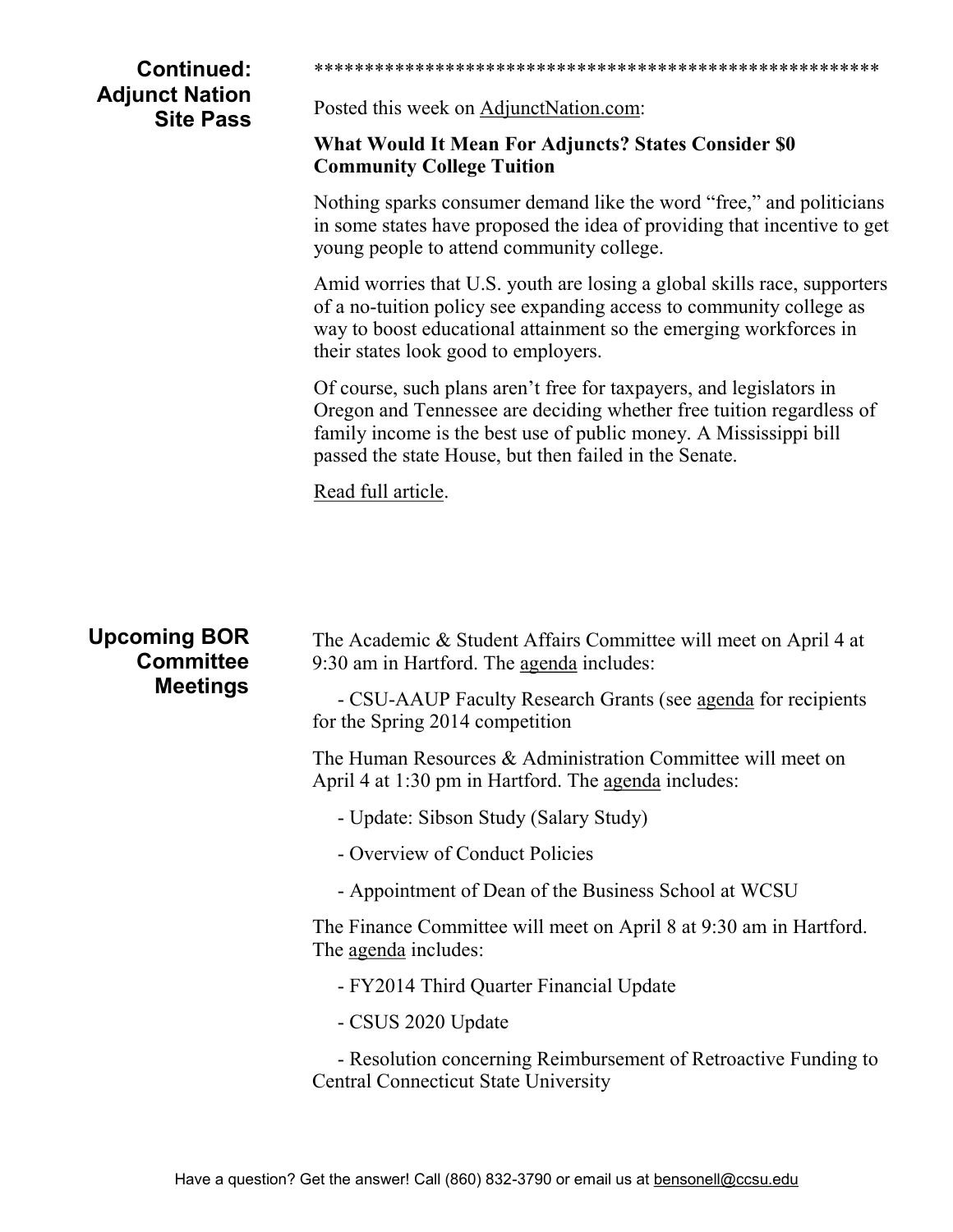## Continued: Adjunct Nation Site Pass

*******************************************************

Posted this week on AdjunctNation.com:

**What Would It Mean For Adjuncts? States Consider $0 Community College Tuition**

Nothing sparks consumer demand like the word "free," and politicians in some states have proposed the idea of providing that incentive to get young people to attend community college.

Amid worries that U.S. youth are losing a global skills race, supporters of a no-tuition policy see expanding access to community college as way to boost educational attainment so the emerging workforces in their states look good to employers.

Of course, such plans aren't free for taxpayers, and legislators in Oregon and Tennessee are deciding whether free tuition regardless of family income is the best use of public money. A Mississippi bill passed the state House, but then failed in the Senate.

Read full article.

## Upcoming BOR Committee Meetings

The Academic & Student Affairs Committee will meet on April 4 at 9:30 am in Hartford. The agenda includes:

- CSU-AAUP Faculty Research Grants (see agenda for recipients for the Spring 2014 competition

The Human Resources & Administration Committee will meet on April 4 at 1:30 pm in Hartford. The agenda includes:

- Update: Sibson Study (Salary Study)
- Overview of Conduct Policies
- Appointment of Dean of the Business School at WCSU

The Finance Committee will meet on April 8 at 9:30 am in Hartford. The agenda includes:

- FY2014 Third Quarter Financial Update
- CSUS 2020 Update
- Resolution concerning Reimbursement of Retroactive Funding to Central Connecticut State University

Have a question? Get the answer! Call (860) 832-3790 or email us at bensonell@ccsu.edu